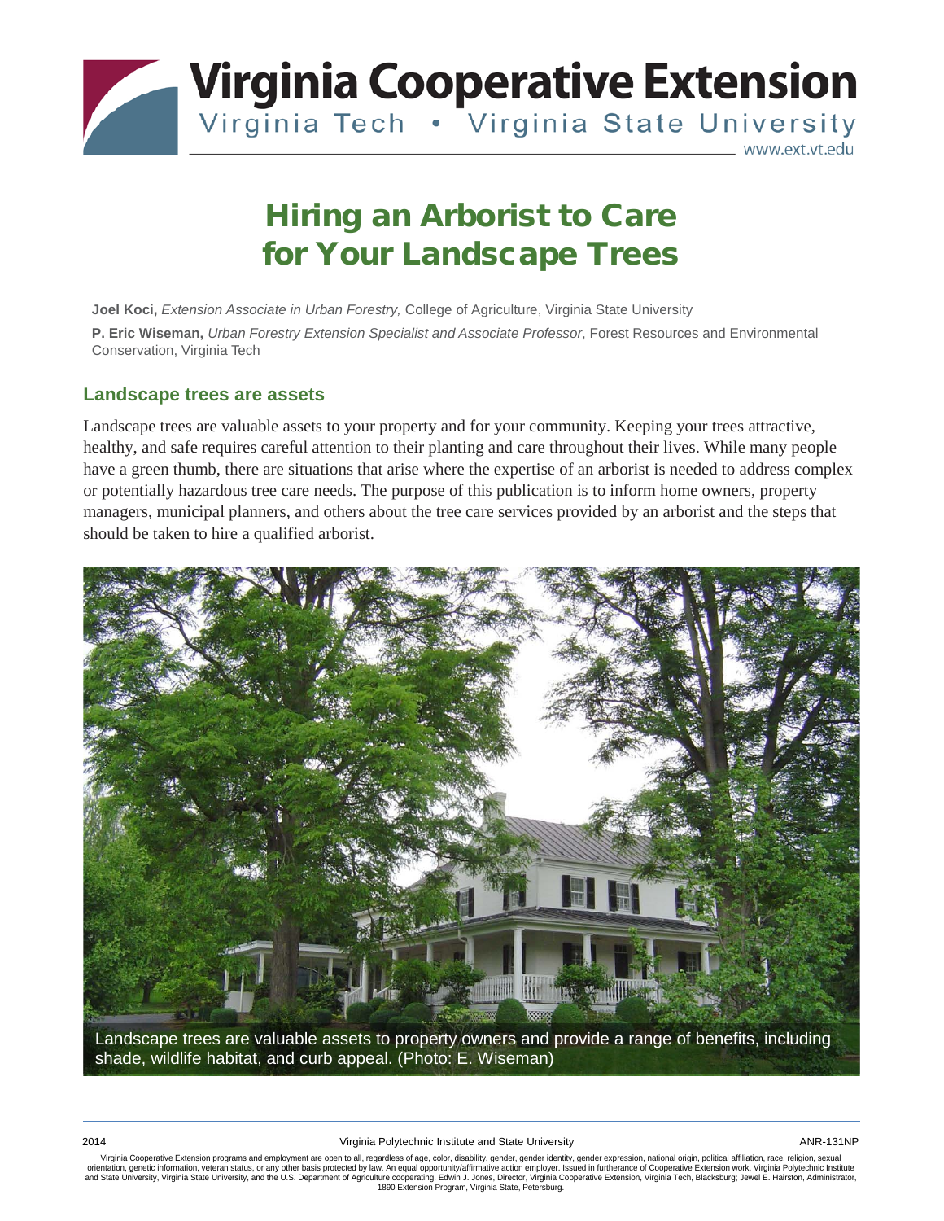# Hiring an Arborist to Care for Your Landscape Trees

**Joel Koci,** *Extension Associate in Urban Forestry,* College of Agriculture, Virginia State University

**P. Eric Wiseman,** *Urban Forestry Extension Specialist and Associate Professor*, Forest Resources and Environmental Conservation, Virginia Tech

## Landscape trees are assets

Landscape trees are valuable assets to your property and for your community. Keeping your trees attractive, healthy, and safe requires careful attention to their planting and care throughout their lives. While many people have a green thumb, there are situations that arise where the expertise of an arborist is needed to address complex or potentially hazardous tree care needs. The purpose of this publication is to inform home owners, property managers, municipal planners, and others about the tree care services provided by an arborist and the steps that should be taken to hire a qualified arborist.

Landscape trees are valuable assets to property owners and provide a range of benefits, including shade, wildlife habitat, and curb appeal. (Photo: E. Wiseman)

Virginia Cooperative Extension programs and employment are open to all, regardless of age, color, disability, gender, gender identity, gender expression, national origin, political affiliation, race, religion, sexual orientation, genetic information, veteran status, or any other basis protected by law. An equal opportunity/affirmative action employer. Issued in furtherance of Cooperative Extension work, Virginia Polytechnic Institute and State University, Virginia State University, and the U.S. Department of Agriculture cooperating. Edwin J. Jones, Director, Virginia Cooperative Extension, Virginia Tech, Blacksburg; Jewel E. Hairston, Administrator, 1890 Extension Program, Virginia State, Petersburg.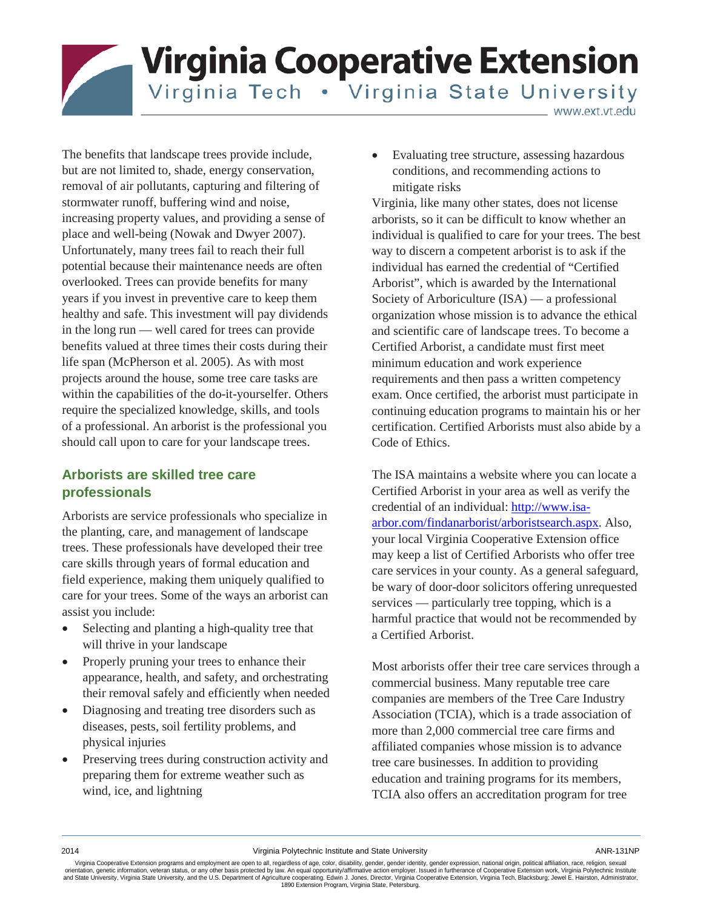The benefits that landscape trees provide include, but are not limited to, shade, energy conservation, removal of air pollutants, capturing and filtering of stormwater runoff, buffering wind and noise, increasing property values, and providing a sense of place and well-being (Nowak and Dwyer 2007). Unfortunately, many trees fail to reach their full potential because their maintenance needs are often overlooked. Trees can provide benefits for many years if you invest in preventive care to keep them healthy and safe. This investment will pay dividends in the long run — well cared for trees can provide benefits valued at three times their costs during their life span (McPherson et al. 2005). As with most projects around the house, some tree care tasks are within the capabilities of the do-it-yourselfer. Others require the specialized knowledge, skills, and tools of a professional. An arborist is the professional you should call upon to care for your landscape trees.

## Arborists are skilled tree care professionals

Arborists are service professionals who specialize in the planting, care, and management of landscape trees. These professionals have developed their tree care skills through years of formal education and field experience, making them uniquely qualified to care for your trees. Some of the ways an arborist can assist you include:

- Selecting and planting a high-quality tree that will thrive in your landscape
- Properly pruning your trees to enhance their appearance, health, and safety, and orchestrating their removal safely and efficiently when needed
- Diagnosing and treating tree disorders such as diseases, pests, soil fertility problems, and physical injuries
- Preserving trees during construction activity and preparing them for extreme weather such as wind, ice, and lightning
- Evaluating tree structure, assessing hazardous conditions, and recommending actions to mitigate risks

Virginia, like many other states, does not license arborists, so it can be difficult to know whether an individual is qualified to care for your trees. The best way to discern a competent arborist is to ask if the individual has earned the credential of "Certified Arborist", which is awarded by the International Society of Arboriculture (ISA) — a professional organization whose mission is to advance the ethical and scientific care of landscape trees. To become a Certified Arborist, a candidate must first meet minimum education and work experience requirements and then pass a written competency exam. Once certified, the arborist must participate in continuing education programs to maintain his or her certification. Certified Arborists must also abide by a Code of Ethics.

The ISA maintains a website where you can locate a Certified Arborist in your area as well as verify the credential of an individual: http://www.isa-arbor.com/findanarborist/arboristsearch.aspx. Also, your local Virginia Cooperative Extension office may keep a list of Certified Arborists who offer tree care services in your county. As a general safeguard, be wary of door-door solicitors offering unrequested services — particularly tree topping, which is a harmful practice that would not be recommended by a Certified Arborist.

Most arborists offer their tree care services through a commercial business. Many reputable tree care companies are members of the Tree Care Industry Association (TCIA), which is a trade association of more than 2,000 commercial tree care firms and affiliated companies whose mission is to advance tree care businesses. In addition to providing education and training programs for its members, TCIA also offers an accreditation program for tree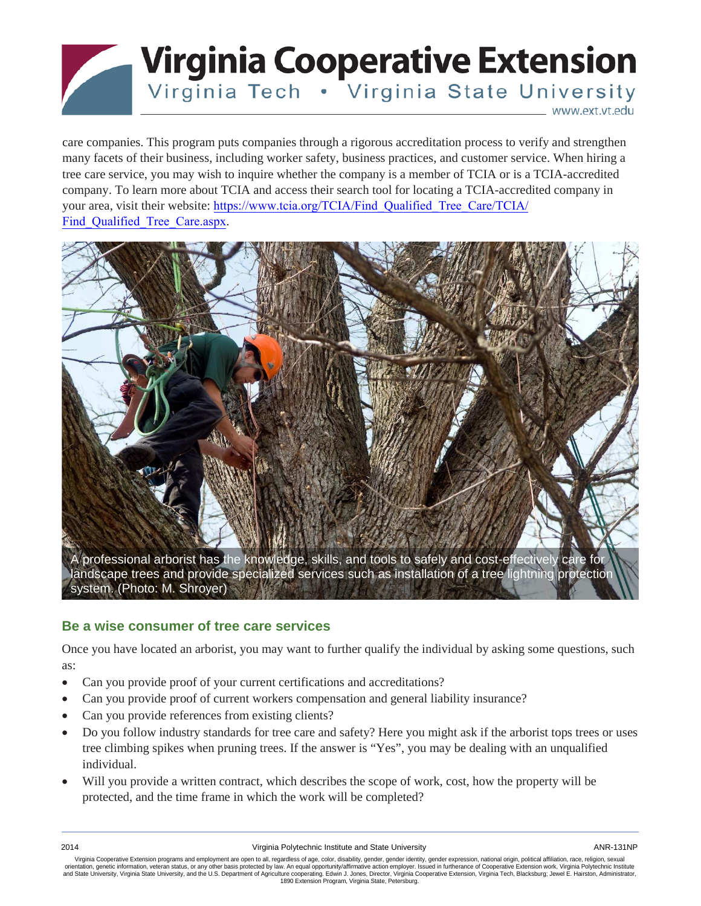care companies. This program puts companies through a rigorous accreditation process to verify and strengthen many facets of their business, including worker safety, business practices, and customer service. When hiring a tree care service, you may wish to inquire whether the company is a member of TCIA or is a TCIA-accredited company. To learn more about TCIA and access their search tool for locating a TCIA-accredited company in your area, visit their website: https://www.tcia.org/TCIA/Find_Qualified_Tree_Care/TCIA/Find_Qualified_Tree_Care.aspx.

A professional arborist has the knowledge, skills, and tools to safely and cost-effectively care for landscape trees and provide specialized services such as installation of a tree lightning protection system. (Photo: M. Shroyer)

## Be a wise consumer of tree care services

Once you have located an arborist, you may want to further qualify the individual by asking some questions, such as:

- Can you provide proof of your current certifications and accreditations?
- Can you provide proof of current workers compensation and general liability insurance?
- Can you provide references from existing clients?
- Do you follow industry standards for tree care and safety? Here you might ask if the arborist tops trees or uses tree climbing spikes when pruning trees. If the answer is "Yes", you may be dealing with an unqualified individual.
- Will you provide a written contract, which describes the scope of work, cost, how the property will be protected, and the time frame in which the work will be completed?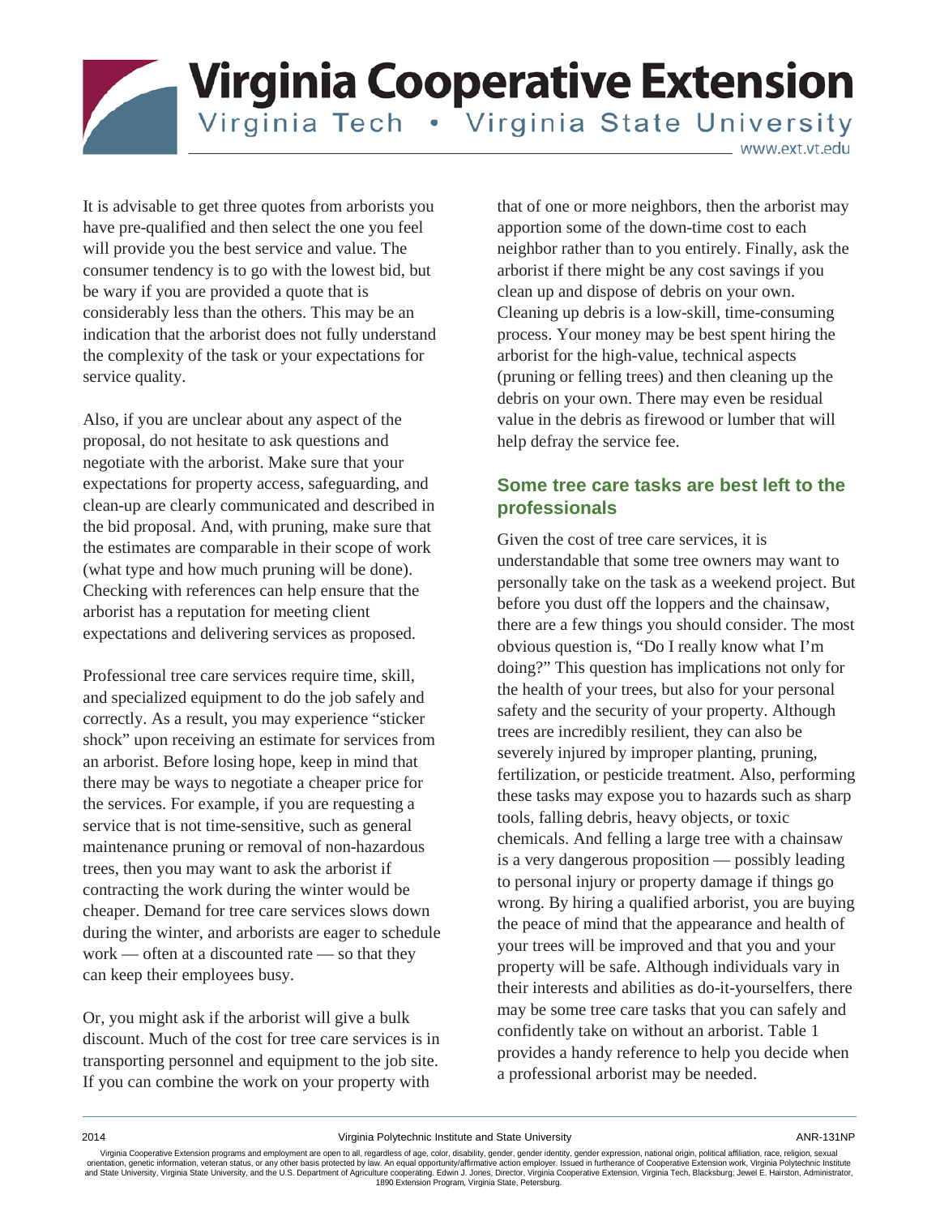It is advisable to get three quotes from arborists you have pre-qualified and then select the one you feel will provide you the best service and value. The consumer tendency is to go with the lowest bid, but be wary if you are provided a quote that is considerably less than the others. This may be an indication that the arborist does not fully understand the complexity of the task or your expectations for service quality.

Also, if you are unclear about any aspect of the proposal, do not hesitate to ask questions and negotiate with the arborist. Make sure that your expectations for property access, safeguarding, and clean-up are clearly communicated and described in the bid proposal. And, with pruning, make sure that the estimates are comparable in their scope of work (what type and how much pruning will be done). Checking with references can help ensure that the arborist has a reputation for meeting client expectations and delivering services as proposed.

Professional tree care services require time, skill, and specialized equipment to do the job safely and correctly. As a result, you may experience "sticker shock" upon receiving an estimate for services from an arborist. Before losing hope, keep in mind that there may be ways to negotiate a cheaper price for the services. For example, if you are requesting a service that is not time-sensitive, such as general maintenance pruning or removal of non-hazardous trees, then you may want to ask the arborist if contracting the work during the winter would be cheaper. Demand for tree care services slows down during the winter, and arborists are eager to schedule work — often at a discounted rate — so that they can keep their employees busy.

Or, you might ask if the arborist will give a bulk discount. Much of the cost for tree care services is in transporting personnel and equipment to the job site. If you can combine the work on your property with that of one or more neighbors, then the arborist may apportion some of the down-time cost to each neighbor rather than to you entirely. Finally, ask the arborist if there might be any cost savings if you clean up and dispose of debris on your own. Cleaning up debris is a low-skill, time-consuming process. Your money may be best spent hiring the arborist for the high-value, technical aspects (pruning or felling trees) and then cleaning up the debris on your own. There may even be residual value in the debris as firewood or lumber that will help defray the service fee.

## Some tree care tasks are best left to the professionals

Given the cost of tree care services, it is understandable that some tree owners may want to personally take on the task as a weekend project. But before you dust off the loppers and the chainsaw, there are a few things you should consider. The most obvious question is, "Do I really know what I'm doing?" This question has implications not only for the health of your trees, but also for your personal safety and the security of your property. Although trees are incredibly resilient, they can also be severely injured by improper planting, pruning, fertilization, or pesticide treatment. Also, performing these tasks may expose you to hazards such as sharp tools, falling debris, heavy objects, or toxic chemicals. And felling a large tree with a chainsaw is a very dangerous proposition — possibly leading to personal injury or property damage if things go wrong. By hiring a qualified arborist, you are buying the peace of mind that the appearance and health of your trees will be improved and that you and your property will be safe. Although individuals vary in their interests and abilities as do-it-yourselfers, there may be some tree care tasks that you can safely and confidently take on without an arborist. Table 1 provides a handy reference to help you decide when a professional arborist may be needed.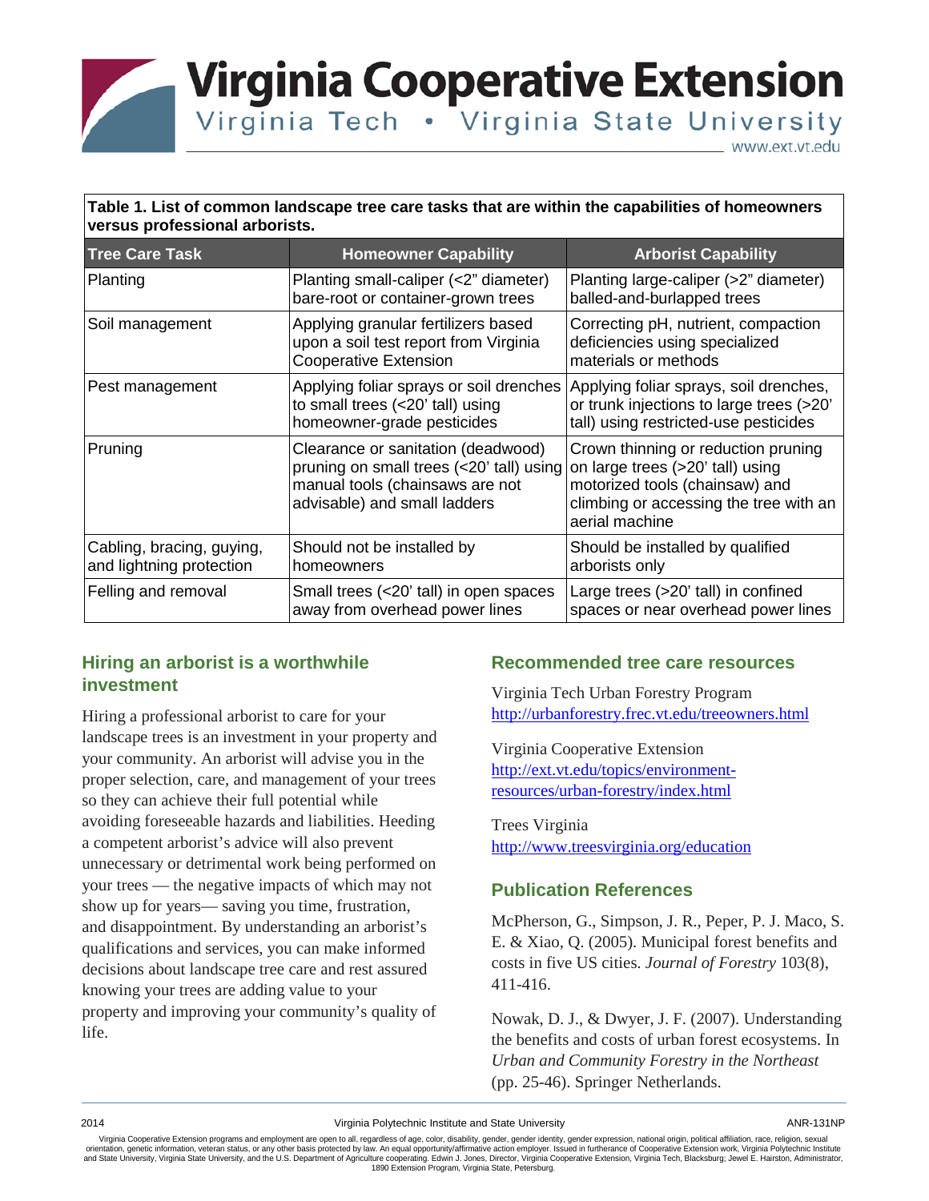**Table 1. List of common landscape tree care tasks that are within the capabilities of homeowners versus professional arborists.**

| Tree Care Task | Homeowner Capability | Arborist Capability |
|---|---|---|
| Planting | Planting small-caliper (<2" diameter) bare-root or container-grown trees | Planting large-caliper (>2" diameter) balled-and-burlapped trees |
| Soil management | Applying granular fertilizers based upon a soil test report from Virginia Cooperative Extension | Correcting pH, nutrient, compaction deficiencies using specialized materials or methods |
| Pest management | Applying foliar sprays or soil drenches to small trees (<20' tall) using homeowner-grade pesticides | Applying foliar sprays, soil drenches, or trunk injections to large trees (>20' tall) using restricted-use pesticides |
| Pruning | Clearance or sanitation (deadwood) pruning on small trees (<20' tall) using manual tools (chainsaws are not advisable) and small ladders | Crown thinning or reduction pruning on large trees (>20' tall) using motorized tools (chainsaw) and climbing or accessing the tree with an aerial machine |
| Cabling, bracing, guying, and lightning protection | Should not be installed by homeowners | Should be installed by qualified arborists only |
| Felling and removal | Small trees (<20' tall) in open spaces away from overhead power lines | Large trees (>20' tall) in confined spaces or near overhead power lines |

## Hiring an arborist is a worthwhile investment

Hiring a professional arborist to care for your landscape trees is an investment in your property and your community. An arborist will advise you in the proper selection, care, and management of your trees so they can achieve their full potential while avoiding foreseeable hazards and liabilities. Heeding a competent arborist's advice will also prevent unnecessary or detrimental work being performed on your trees — the negative impacts of which may not show up for years— saving you time, frustration, and disappointment. By understanding an arborist's qualifications and services, you can make informed decisions about landscape tree care and rest assured knowing your trees are adding value to your property and improving your community's quality of life.

## Recommended tree care resources

Virginia Tech Urban Forestry Program
http://urbanforestry.frec.vt.edu/treeowners.html

Virginia Cooperative Extension
http://ext.vt.edu/topics/environment-resources/urban-forestry/index.html

Trees Virginia
http://www.treesvirginia.org/education

## Publication References

McPherson, G., Simpson, J. R., Peper, P. J. Maco, S. E. & Xiao, Q. (2005). Municipal forest benefits and costs in five US cities. *Journal of Forestry* 103(8), 411-416.

Nowak, D. J., & Dwyer, J. F. (2007). Understanding the benefits and costs of urban forest ecosystems. In *Urban and Community Forestry in the Northeast* (pp. 25-46). Springer Netherlands.

2014 Virginia Polytechnic Institute and State University ANR-131NP

Virginia Cooperative Extension programs and employment are open to all, regardless of age, color, disability, gender, gender identity, gender expression, national origin, political affiliation, race, religion, sexual orientation, genetic information, veteran status, or any other basis protected by law. An equal opportunity/affirmative action employer. Issued in furtherance of Cooperative Extension work, Virginia Polytechnic Institute and State University, Virginia State University, and the U.S. Department of Agriculture cooperating. Edwin J. Jones, Director, Virginia Cooperative Extension, Virginia Tech, Blacksburg; Jewel E. Hairston, Administrator, 1890 Extension Program, Virginia State, Petersburg.